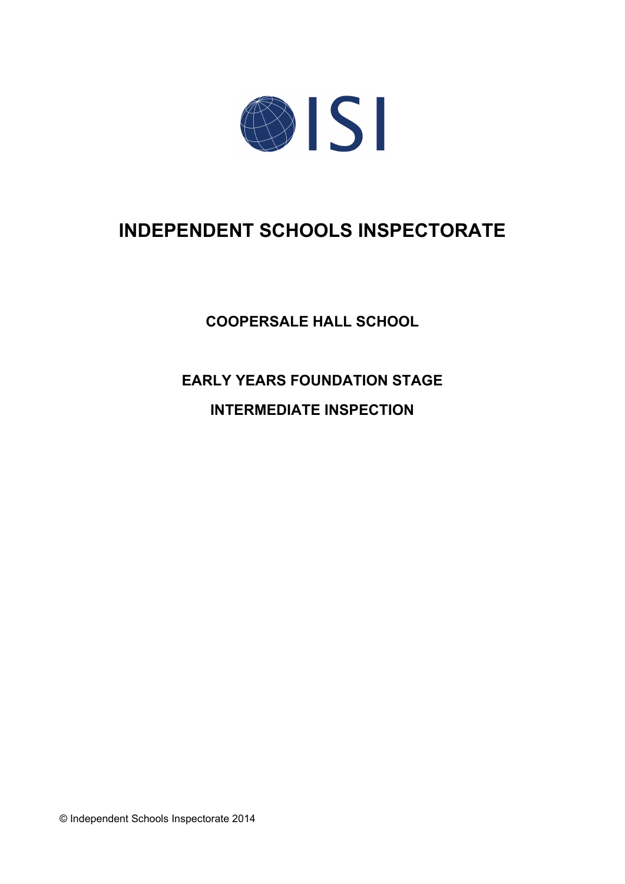ISI

# INDEPENDENT SCHOOLS INSPECTORATE

## COOPERSALE HALL SCHOOL

## EARLY YEARS FOUNDATION STAGE

## INTERMEDIATE INSPECTION

© Independent Schools Inspectorate 2014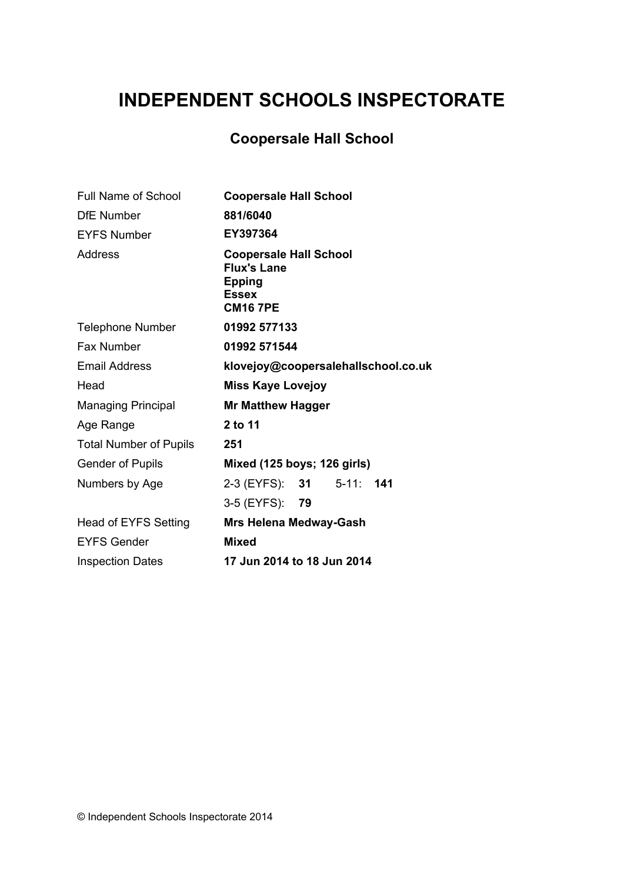# INDEPENDENT SCHOOLS INSPECTORATE

## Coopersale Hall School

| | |
|---|---|
| Full Name of School | **Coopersale Hall School** |
| DfE Number | **881/6040** |
| EYFS Number | **EY397364** |
| Address | **Coopersale Hall School**<br>**Flux's Lane**<br>**Epping**<br>**Essex**<br>**CM16 7PE** |
| Telephone Number | **01992 577133** |
| Fax Number | **01992 571544** |
| Email Address | **klovejoy@coopersalehallschool.co.uk** |
| Head | **Miss Kaye Lovejoy** |
| Managing Principal | **Mr Matthew Hagger** |
| Age Range | **2 to 11** |
| Total Number of Pupils | **251** |
| Gender of Pupils | **Mixed (125 boys; 126 girls)** |
| Numbers by Age | 2-3 (EYFS): **31** 5-11: **141** |
| | 3-5 (EYFS): **79** |
| Head of EYFS Setting | **Mrs Helena Medway-Gash** |
| EYFS Gender | **Mixed** |
| Inspection Dates | **17 Jun 2014 to 18 Jun 2014** |

© Independent Schools Inspectorate 2014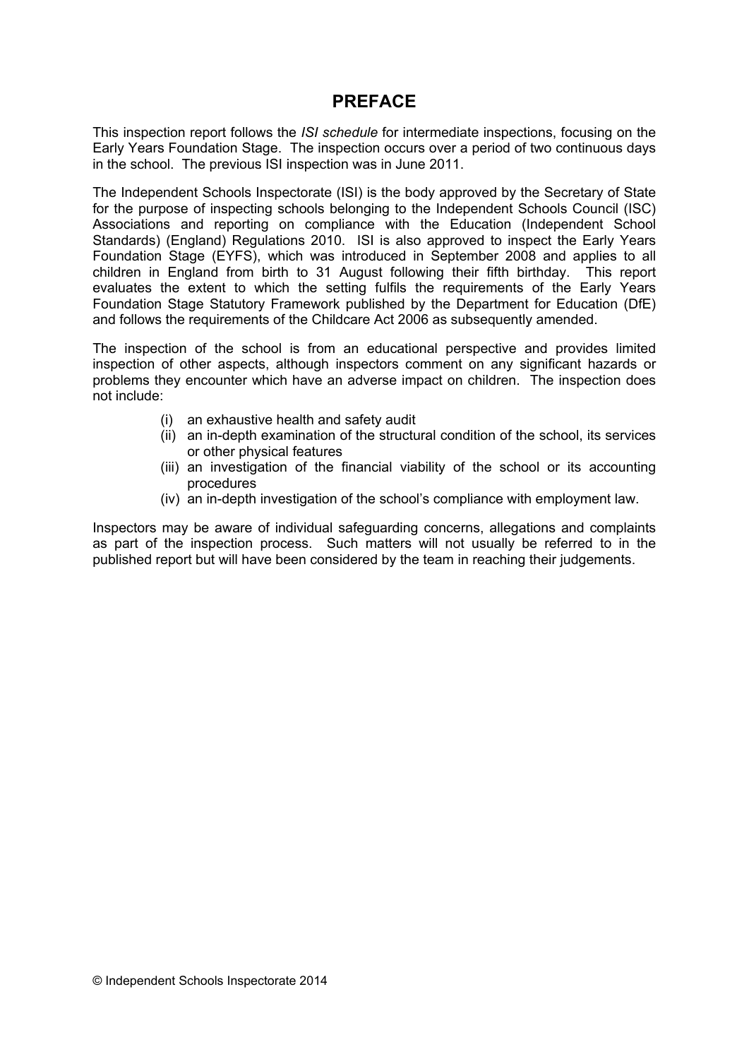# PREFACE

This inspection report follows the *ISI schedule* for intermediate inspections, focusing on the Early Years Foundation Stage. The inspection occurs over a period of two continuous days in the school. The previous ISI inspection was in June 2011.

The Independent Schools Inspectorate (ISI) is the body approved by the Secretary of State for the purpose of inspecting schools belonging to the Independent Schools Council (ISC) Associations and reporting on compliance with the Education (Independent School Standards) (England) Regulations 2010. ISI is also approved to inspect the Early Years Foundation Stage (EYFS), which was introduced in September 2008 and applies to all children in England from birth to 31 August following their fifth birthday. This report evaluates the extent to which the setting fulfils the requirements of the Early Years Foundation Stage Statutory Framework published by the Department for Education (DfE) and follows the requirements of the Childcare Act 2006 as subsequently amended.

The inspection of the school is from an educational perspective and provides limited inspection of other aspects, although inspectors comment on any significant hazards or problems they encounter which have an adverse impact on children. The inspection does not include:

(i) an exhaustive health and safety audit
(ii) an in-depth examination of the structural condition of the school, its services or other physical features
(iii) an investigation of the financial viability of the school or its accounting procedures
(iv) an in-depth investigation of the school's compliance with employment law.

Inspectors may be aware of individual safeguarding concerns, allegations and complaints as part of the inspection process. Such matters will not usually be referred to in the published report but will have been considered by the team in reaching their judgements.

© Independent Schools Inspectorate 2014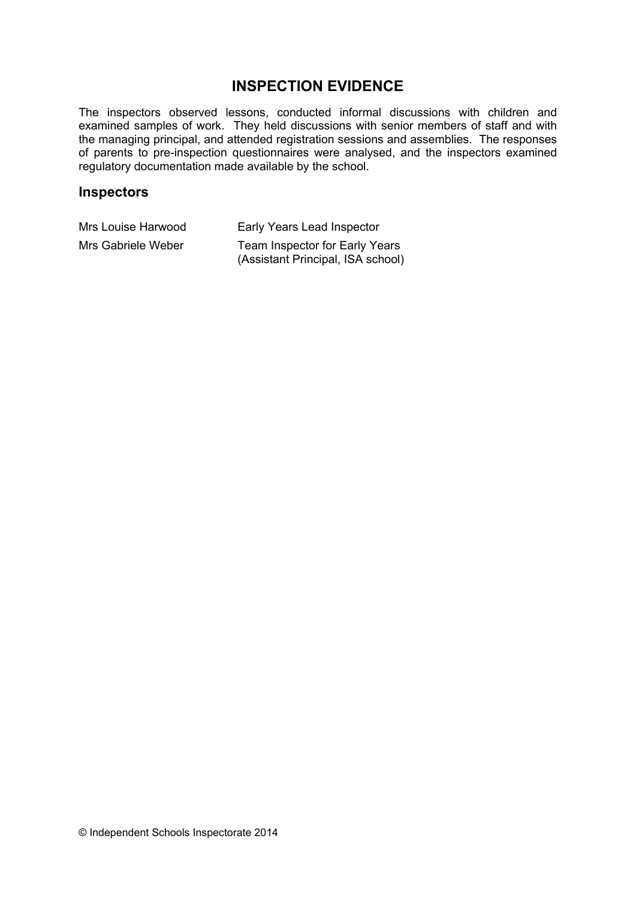# INSPECTION EVIDENCE

The inspectors observed lessons, conducted informal discussions with children and examined samples of work. They held discussions with senior members of staff and with the managing principal, and attended registration sessions and assemblies. The responses of parents to pre-inspection questionnaires were analysed, and the inspectors examined regulatory documentation made available by the school.

## Inspectors

| | |
|---|---|
| Mrs Louise Harwood | Early Years Lead Inspector |
| Mrs Gabriele Weber | Team Inspector for Early Years (Assistant Principal, ISA school) |

© Independent Schools Inspectorate 2014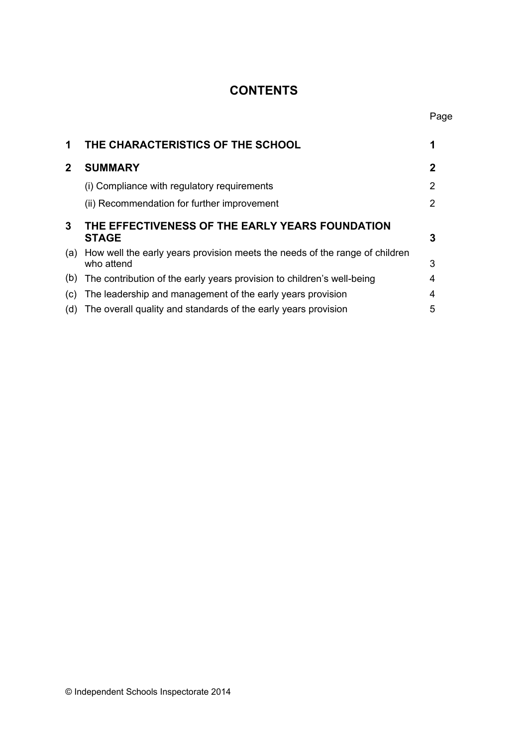# CONTENTS

| | | Page |
|---|---|---|
| **1** | **THE CHARACTERISTICS OF THE SCHOOL** | **1** |
| **2** | **SUMMARY** | **2** |
| | (i) Compliance with regulatory requirements | 2 |
| | (ii) Recommendation for further improvement | 2 |
| **3** | **THE EFFECTIVENESS OF THE EARLY YEARS FOUNDATION STAGE** | **3** |
| (a) | How well the early years provision meets the needs of the range of children who attend | 3 |
| (b) | The contribution of the early years provision to children's well-being | 4 |
| (c) | The leadership and management of the early years provision | 4 |
| (d) | The overall quality and standards of the early years provision | 5 |

© Independent Schools Inspectorate 2014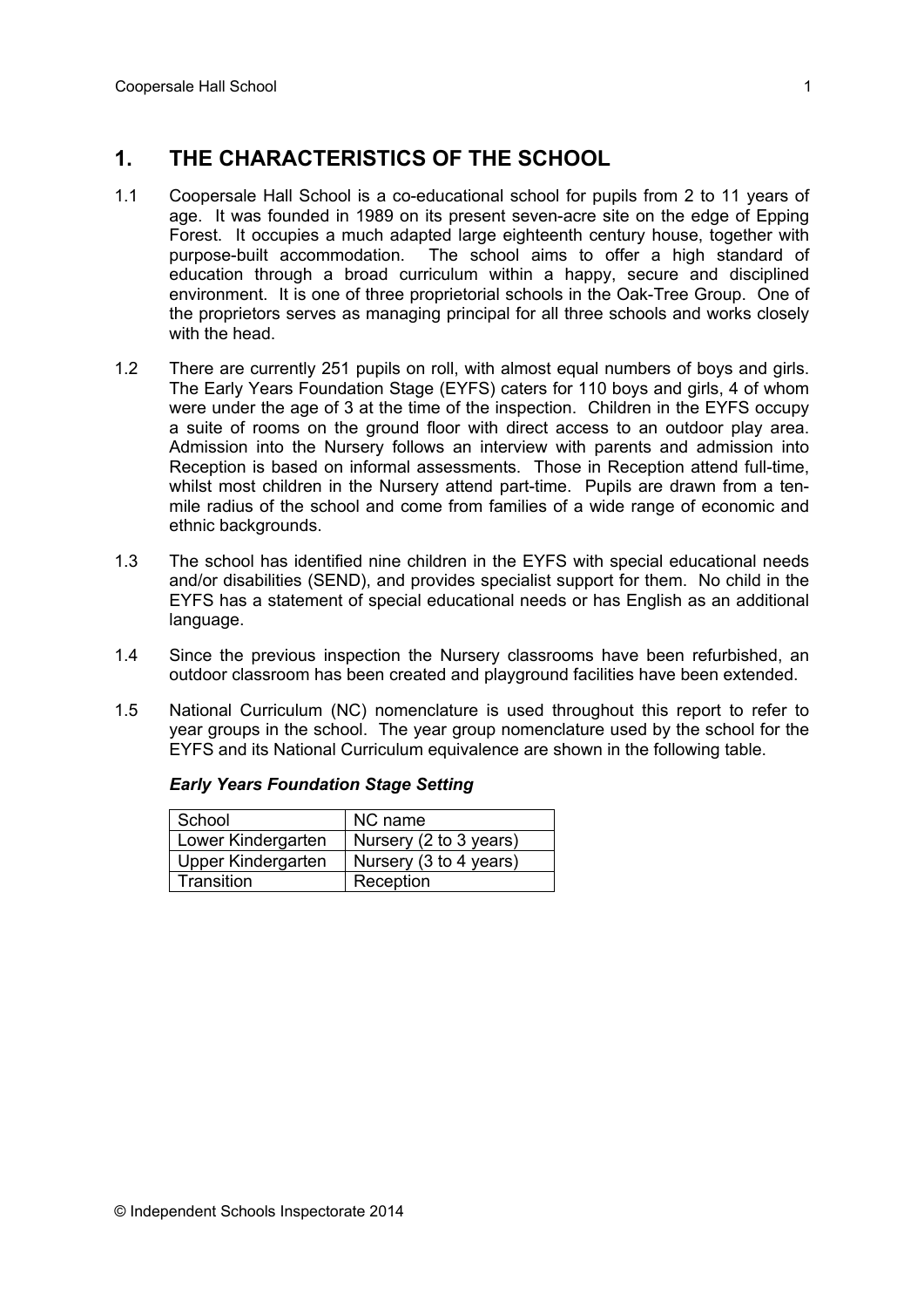## 1. THE CHARACTERISTICS OF THE SCHOOL

1.1 Coopersale Hall School is a co-educational school for pupils from 2 to 11 years of age. It was founded in 1989 on its present seven-acre site on the edge of Epping Forest. It occupies a much adapted large eighteenth century house, together with purpose-built accommodation. The school aims to offer a high standard of education through a broad curriculum within a happy, secure and disciplined environment. It is one of three proprietorial schools in the Oak-Tree Group. One of the proprietors serves as managing principal for all three schools and works closely with the head.

1.2 There are currently 251 pupils on roll, with almost equal numbers of boys and girls. The Early Years Foundation Stage (EYFS) caters for 110 boys and girls, 4 of whom were under the age of 3 at the time of the inspection. Children in the EYFS occupy a suite of rooms on the ground floor with direct access to an outdoor play area. Admission into the Nursery follows an interview with parents and admission into Reception is based on informal assessments. Those in Reception attend full-time, whilst most children in the Nursery attend part-time. Pupils are drawn from a ten-mile radius of the school and come from families of a wide range of economic and ethnic backgrounds.

1.3 The school has identified nine children in the EYFS with special educational needs and/or disabilities (SEND), and provides specialist support for them. No child in the EYFS has a statement of special educational needs or has English as an additional language.

1.4 Since the previous inspection the Nursery classrooms have been refurbished, an outdoor classroom has been created and playground facilities have been extended.

1.5 National Curriculum (NC) nomenclature is used throughout this report to refer to year groups in the school. The year group nomenclature used by the school for the EYFS and its National Curriculum equivalence are shown in the following table.

***Early Years Foundation Stage Setting***

| School | NC name |
|---|---|
| Lower Kindergarten | Nursery (2 to 3 years) |
| Upper Kindergarten | Nursery (3 to 4 years) |
| Transition | Reception |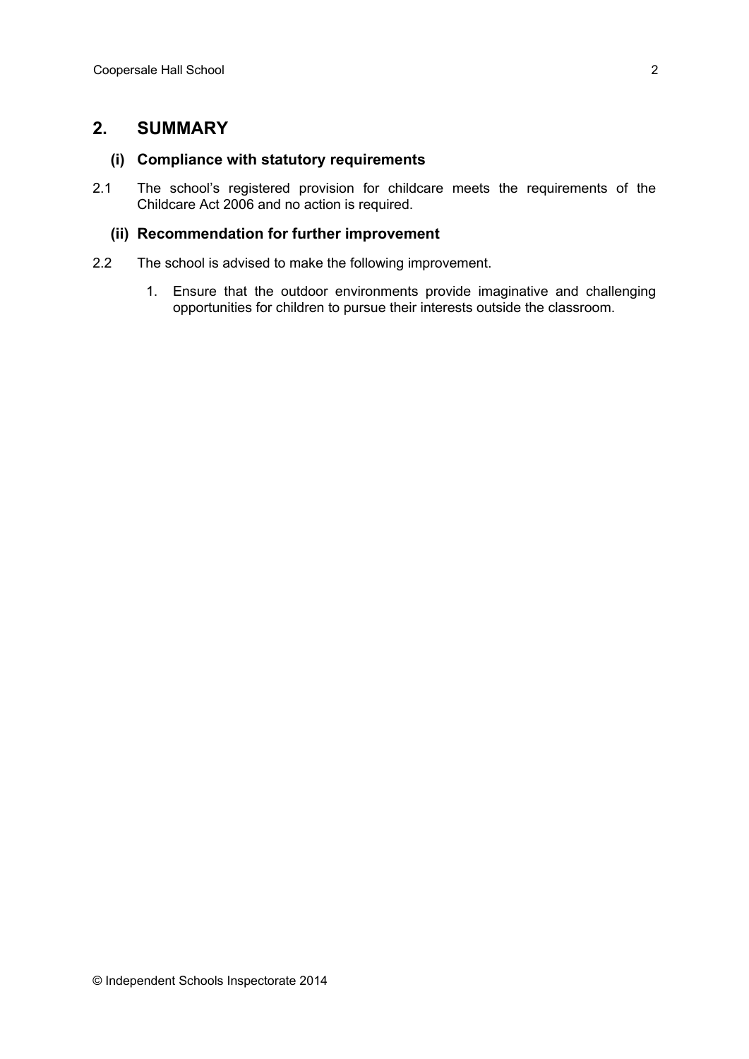## 2. SUMMARY

### (i) Compliance with statutory requirements

2.1 The school's registered provision for childcare meets the requirements of the Childcare Act 2006 and no action is required.

### (ii) Recommendation for further improvement

2.2 The school is advised to make the following improvement.

1. Ensure that the outdoor environments provide imaginative and challenging opportunities for children to pursue their interests outside the classroom.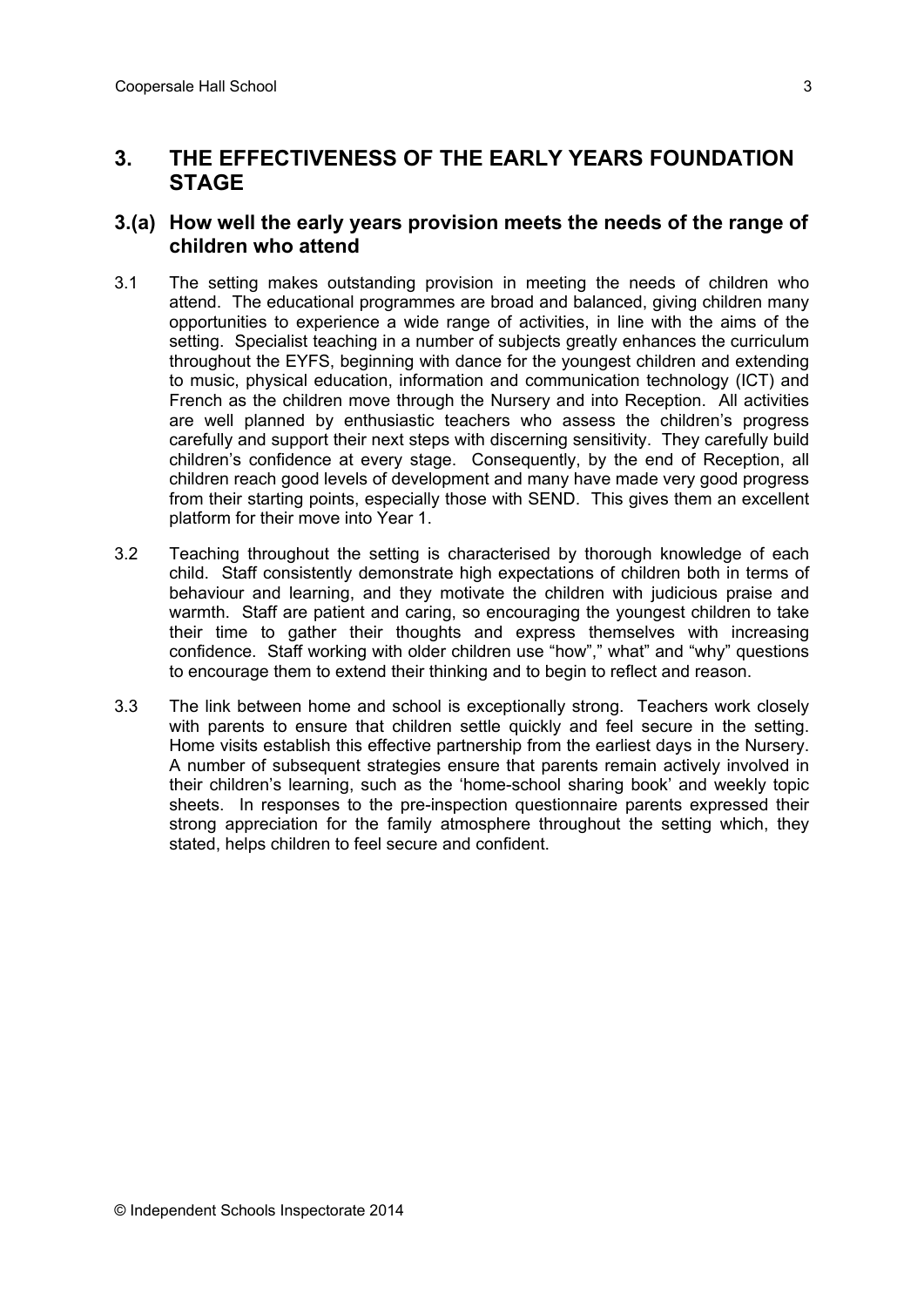## 3. THE EFFECTIVENESS OF THE EARLY YEARS FOUNDATION STAGE

### 3.(a) How well the early years provision meets the needs of the range of children who attend

3.1 The setting makes outstanding provision in meeting the needs of children who attend. The educational programmes are broad and balanced, giving children many opportunities to experience a wide range of activities, in line with the aims of the setting. Specialist teaching in a number of subjects greatly enhances the curriculum throughout the EYFS, beginning with dance for the youngest children and extending to music, physical education, information and communication technology (ICT) and French as the children move through the Nursery and into Reception. All activities are well planned by enthusiastic teachers who assess the children's progress carefully and support their next steps with discerning sensitivity. They carefully build children's confidence at every stage. Consequently, by the end of Reception, all children reach good levels of development and many have made very good progress from their starting points, especially those with SEND. This gives them an excellent platform for their move into Year 1.

3.2 Teaching throughout the setting is characterised by thorough knowledge of each child. Staff consistently demonstrate high expectations of children both in terms of behaviour and learning, and they motivate the children with judicious praise and warmth. Staff are patient and caring, so encouraging the youngest children to take their time to gather their thoughts and express themselves with increasing confidence. Staff working with older children use "how"," what" and "why" questions to encourage them to extend their thinking and to begin to reflect and reason.

3.3 The link between home and school is exceptionally strong. Teachers work closely with parents to ensure that children settle quickly and feel secure in the setting. Home visits establish this effective partnership from the earliest days in the Nursery. A number of subsequent strategies ensure that parents remain actively involved in their children's learning, such as the 'home-school sharing book' and weekly topic sheets. In responses to the pre-inspection questionnaire parents expressed their strong appreciation for the family atmosphere throughout the setting which, they stated, helps children to feel secure and confident.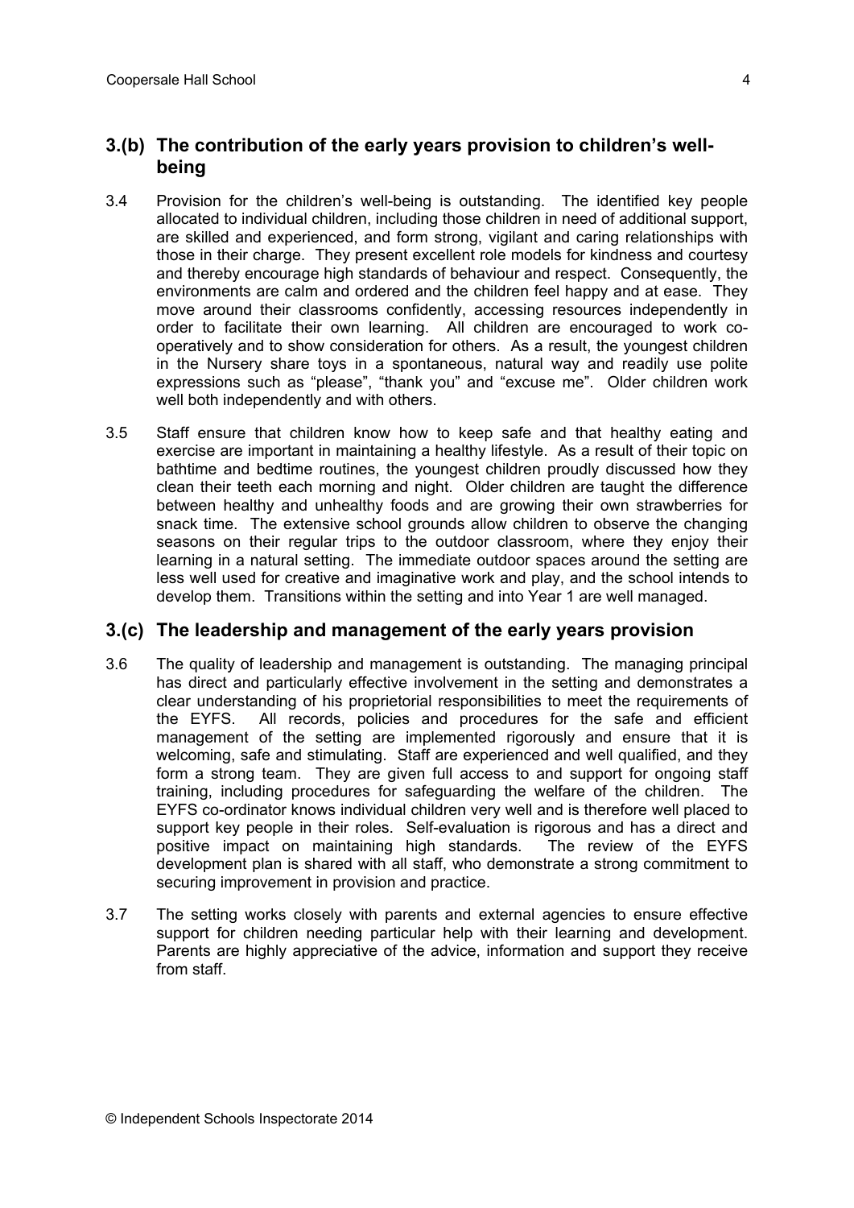## 3.(b) The contribution of the early years provision to children's well-being

3.4 Provision for the children's well-being is outstanding. The identified key people allocated to individual children, including those children in need of additional support, are skilled and experienced, and form strong, vigilant and caring relationships with those in their charge. They present excellent role models for kindness and courtesy and thereby encourage high standards of behaviour and respect. Consequently, the environments are calm and ordered and the children feel happy and at ease. They move around their classrooms confidently, accessing resources independently in order to facilitate their own learning. All children are encouraged to work co-operatively and to show consideration for others. As a result, the youngest children in the Nursery share toys in a spontaneous, natural way and readily use polite expressions such as "please", "thank you" and "excuse me". Older children work well both independently and with others.

3.5 Staff ensure that children know how to keep safe and that healthy eating and exercise are important in maintaining a healthy lifestyle. As a result of their topic on bathtime and bedtime routines, the youngest children proudly discussed how they clean their teeth each morning and night. Older children are taught the difference between healthy and unhealthy foods and are growing their own strawberries for snack time. The extensive school grounds allow children to observe the changing seasons on their regular trips to the outdoor classroom, where they enjoy their learning in a natural setting. The immediate outdoor spaces around the setting are less well used for creative and imaginative work and play, and the school intends to develop them. Transitions within the setting and into Year 1 are well managed.

## 3.(c) The leadership and management of the early years provision

3.6 The quality of leadership and management is outstanding. The managing principal has direct and particularly effective involvement in the setting and demonstrates a clear understanding of his proprietorial responsibilities to meet the requirements of the EYFS. All records, policies and procedures for the safe and efficient management of the setting are implemented rigorously and ensure that it is welcoming, safe and stimulating. Staff are experienced and well qualified, and they form a strong team. They are given full access to and support for ongoing staff training, including procedures for safeguarding the welfare of the children. The EYFS co-ordinator knows individual children very well and is therefore well placed to support key people in their roles. Self-evaluation is rigorous and has a direct and positive impact on maintaining high standards. The review of the EYFS development plan is shared with all staff, who demonstrate a strong commitment to securing improvement in provision and practice.

3.7 The setting works closely with parents and external agencies to ensure effective support for children needing particular help with their learning and development. Parents are highly appreciative of the advice, information and support they receive from staff.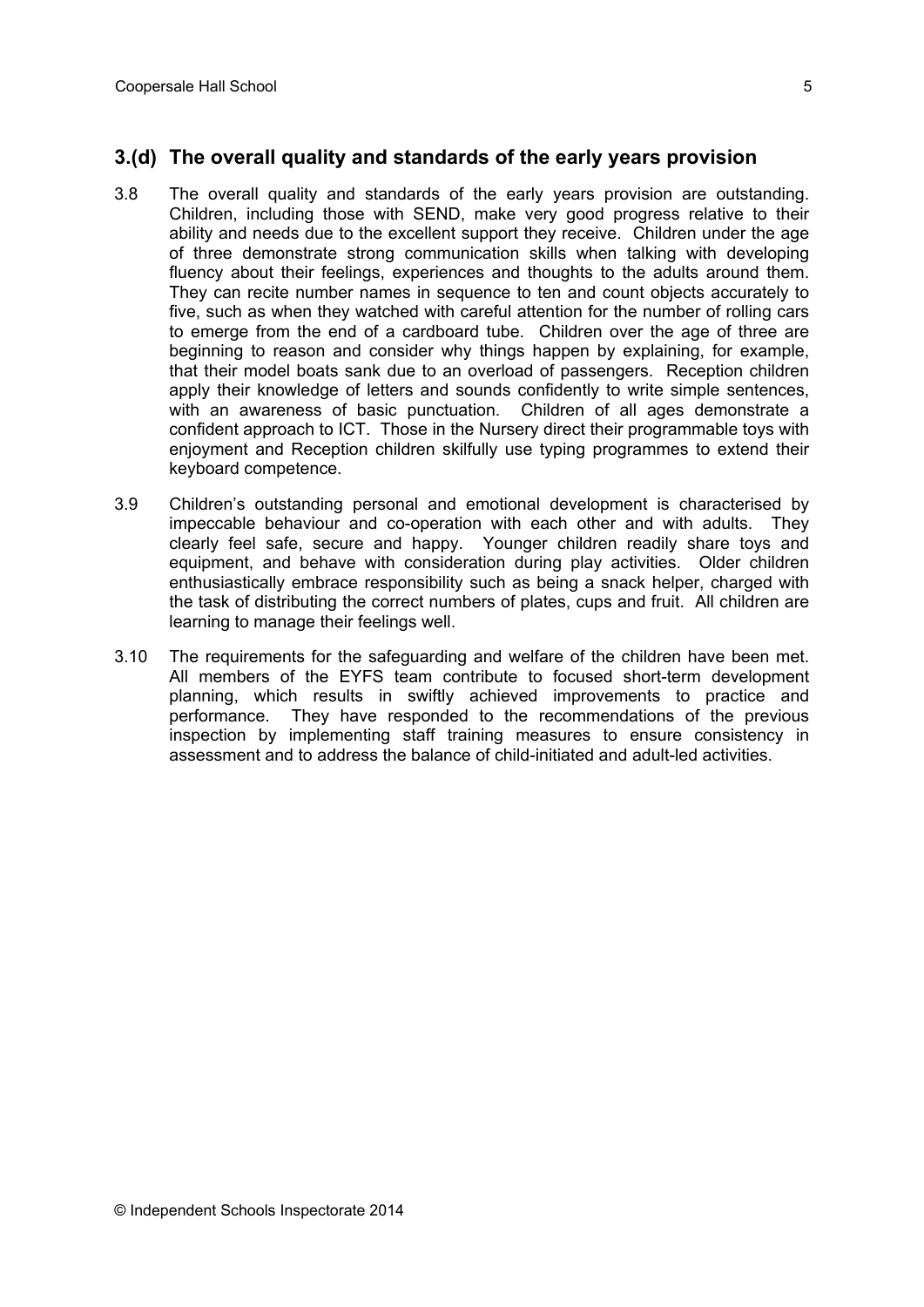## 3.(d) The overall quality and standards of the early years provision

3.8 The overall quality and standards of the early years provision are outstanding. Children, including those with SEND, make very good progress relative to their ability and needs due to the excellent support they receive. Children under the age of three demonstrate strong communication skills when talking with developing fluency about their feelings, experiences and thoughts to the adults around them. They can recite number names in sequence to ten and count objects accurately to five, such as when they watched with careful attention for the number of rolling cars to emerge from the end of a cardboard tube. Children over the age of three are beginning to reason and consider why things happen by explaining, for example, that their model boats sank due to an overload of passengers. Reception children apply their knowledge of letters and sounds confidently to write simple sentences, with an awareness of basic punctuation. Children of all ages demonstrate a confident approach to ICT. Those in the Nursery direct their programmable toys with enjoyment and Reception children skilfully use typing programmes to extend their keyboard competence.

3.9 Children's outstanding personal and emotional development is characterised by impeccable behaviour and co-operation with each other and with adults. They clearly feel safe, secure and happy. Younger children readily share toys and equipment, and behave with consideration during play activities. Older children enthusiastically embrace responsibility such as being a snack helper, charged with the task of distributing the correct numbers of plates, cups and fruit. All children are learning to manage their feelings well.

3.10 The requirements for the safeguarding and welfare of the children have been met. All members of the EYFS team contribute to focused short-term development planning, which results in swiftly achieved improvements to practice and performance. They have responded to the recommendations of the previous inspection by implementing staff training measures to ensure consistency in assessment and to address the balance of child-initiated and adult-led activities.

© Independent Schools Inspectorate 2014